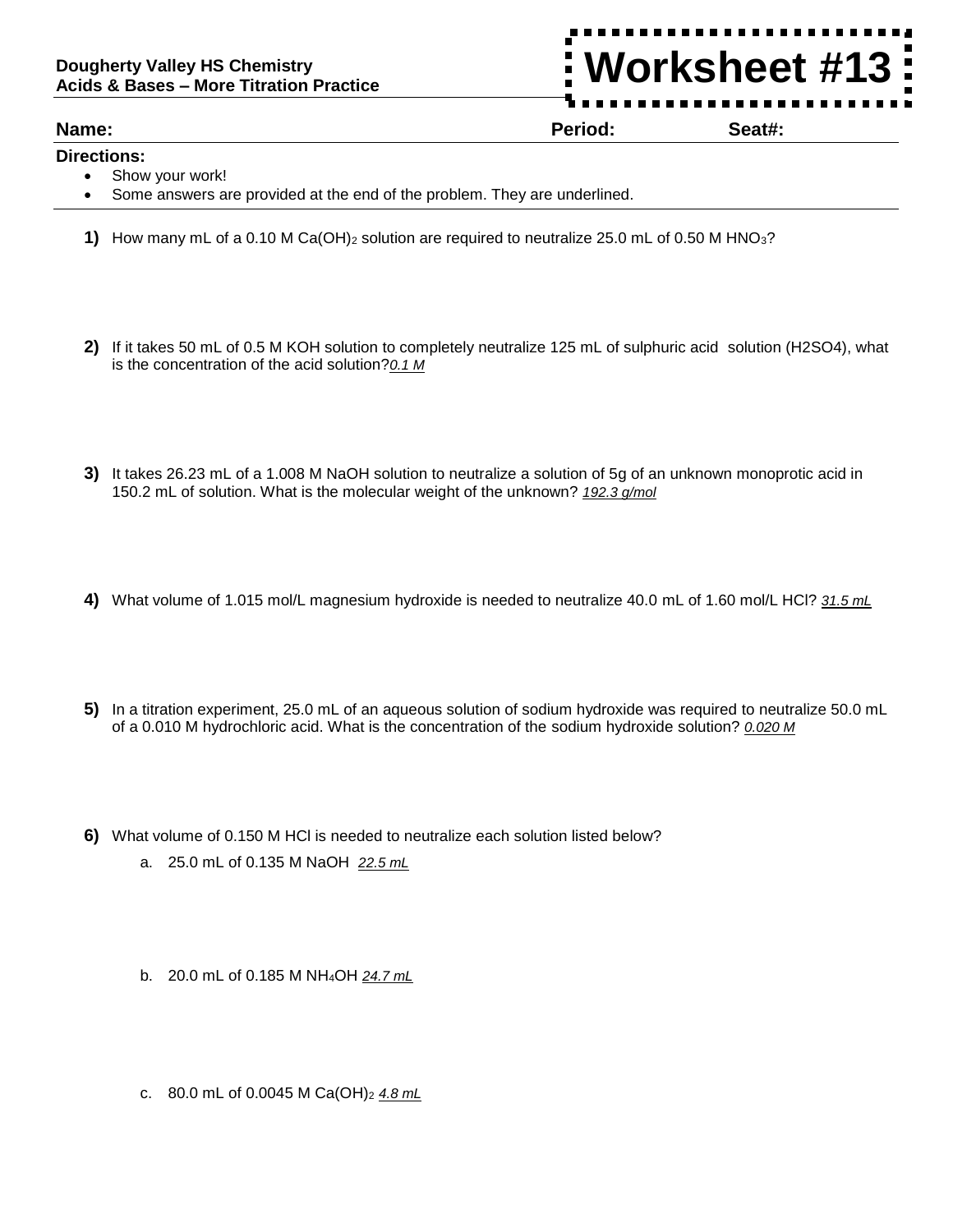**Dougherty Valley HS Chemistry**
**Acids & Bases – More Titration Practice**

# Worksheet #13

**Name:** **Period:** **Seat#:**

**Directions:**

- Show your work!
- Some answers are provided at the end of the problem. They are underlined.

**1)** How many mL of a 0.10 M $Ca(OH)_2$ solution are required to neutralize 25.0 mL of 0.50 M $HNO_3$?

**2)** If it takes 50 mL of 0.5 M KOH solution to completely neutralize 125 mL of sulphuric acid solution (H2SO4), what is the concentration of the acid solution?*<u>0.1 M</u>*

**3)** It takes 26.23 mL of a 1.008 M NaOH solution to neutralize a solution of 5g of an unknown monoprotic acid in 150.2 mL of solution. What is the molecular weight of the unknown? *<u>192.3 g/mol</u>*

**4)** What volume of 1.015 mol/L magnesium hydroxide is needed to neutralize 40.0 mL of 1.60 mol/L HCl? *<u>31.5 mL</u>*

**5)** In a titration experiment, 25.0 mL of an aqueous solution of sodium hydroxide was required to neutralize 50.0 mL of a 0.010 M hydrochloric acid. What is the concentration of the sodium hydroxide solution? *<u>0.020 M</u>*

**6)** What volume of 0.150 M HCl is needed to neutralize each solution listed below?

a. 25.0 mL of 0.135 M NaOH *<u>22.5 mL</u>*

b. 20.0 mL of 0.185 M $NH_4OH$ *<u>24.7 mL</u>*

c. 80.0 mL of 0.0045 M $Ca(OH)_2$ *<u>4.8 mL</u>*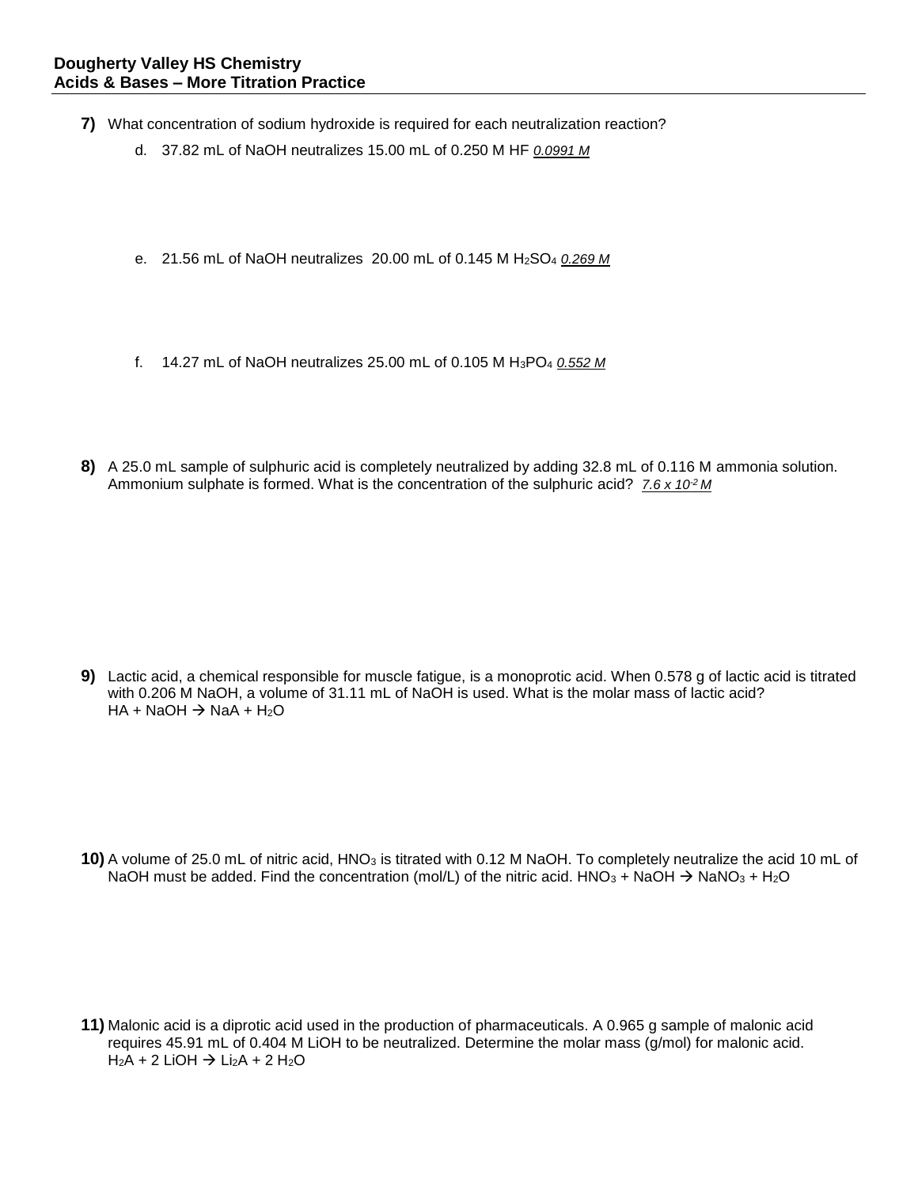**7)** What concentration of sodium hydroxide is required for each neutralization reaction?

d. 37.82 mL of NaOH neutralizes 15.00 mL of 0.250 M HF *0.0991 M*

e. 21.56 mL of NaOH neutralizes 20.00 mL of 0.145 M $H_2SO_4$ *0.269 M*

f. 14.27 mL of NaOH neutralizes 25.00 mL of 0.105 M $H_3PO_4$ *0.552 M*

**8)** A 25.0 mL sample of sulphuric acid is completely neutralized by adding 32.8 mL of 0.116 M ammonia solution. Ammonium sulphate is formed. What is the concentration of the sulphuric acid? *$7.6 \times 10^{-2}$ M*

**9)** Lactic acid, a chemical responsible for muscle fatigue, is a monoprotic acid. When 0.578 g of lactic acid is titrated with 0.206 M NaOH, a volume of 31.11 mL of NaOH is used. What is the molar mass of lactic acid?
$HA + NaOH \rightarrow NaA + H_2O$

**10)** A volume of 25.0 mL of nitric acid, $HNO_3$ is titrated with 0.12 M NaOH. To completely neutralize the acid 10 mL of NaOH must be added. Find the concentration (mol/L) of the nitric acid. $HNO_3 + NaOH \rightarrow NaNO_3 + H_2O$

**11)** Malonic acid is a diprotic acid used in the production of pharmaceuticals. A 0.965 g sample of malonic acid requires 45.91 mL of 0.404 M LiOH to be neutralized. Determine the molar mass (g/mol) for malonic acid.
$H_2A + 2\ LiOH \rightarrow Li_2A + 2\ H_2O$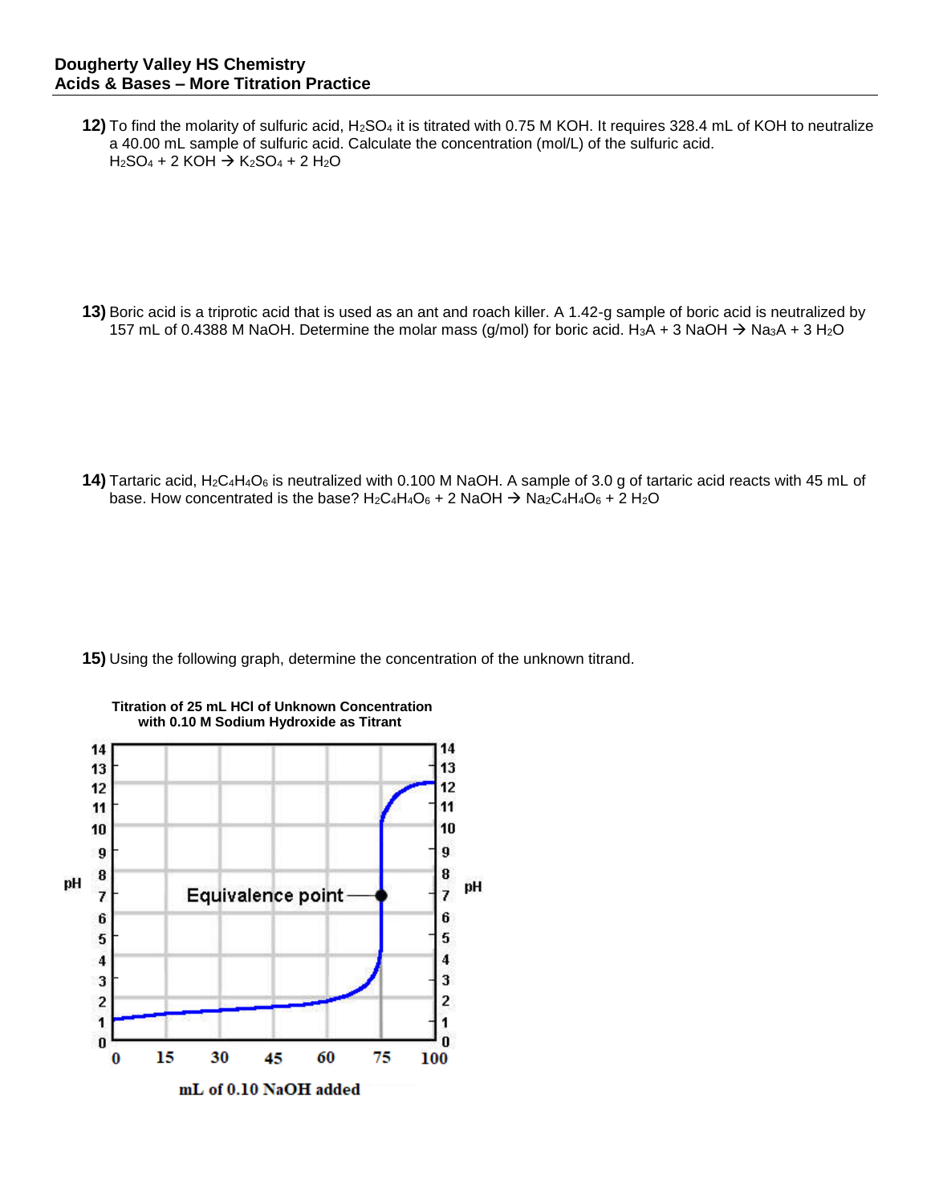**Dougherty Valley HS Chemistry**
**Acids & Bases – More Titration Practice**

**12)** To find the molarity of sulfuric acid, $H_2SO_4$ it is titrated with 0.75 M KOH. It requires 328.4 mL of KOH to neutralize a 40.00 mL sample of sulfuric acid. Calculate the concentration (mol/L) of the sulfuric acid.
$H_2SO_4 + 2\ KOH \rightarrow K_2SO_4 + 2\ H_2O$

**13)** Boric acid is a triprotic acid that is used as an ant and roach killer. A 1.42-g sample of boric acid is neutralized by 157 mL of 0.4388 M NaOH. Determine the molar mass (g/mol) for boric acid. $H_3A + 3\ NaOH \rightarrow Na_3A + 3\ H_2O$

**14)** Tartaric acid, $H_2C_4H_4O_6$ is neutralized with 0.100 M NaOH. A sample of 3.0 g of tartaric acid reacts with 45 mL of base. How concentrated is the base? $H_2C_4H_4O_6 + 2\ NaOH \rightarrow Na_2C_4H_4O_6 + 2\ H_2O$

**15)** Using the following graph, determine the concentration of the unknown titrand.

**Titration of 25 mL HCl of Unknown Concentration with 0.10 M Sodium Hydroxide as Titrant**

pH

0 1 2 3 4 5 6 7 8 9 10 11 12 13 14

Equivalence point

0 15 30 45 60 75 100

mL of 0.10 NaOH added